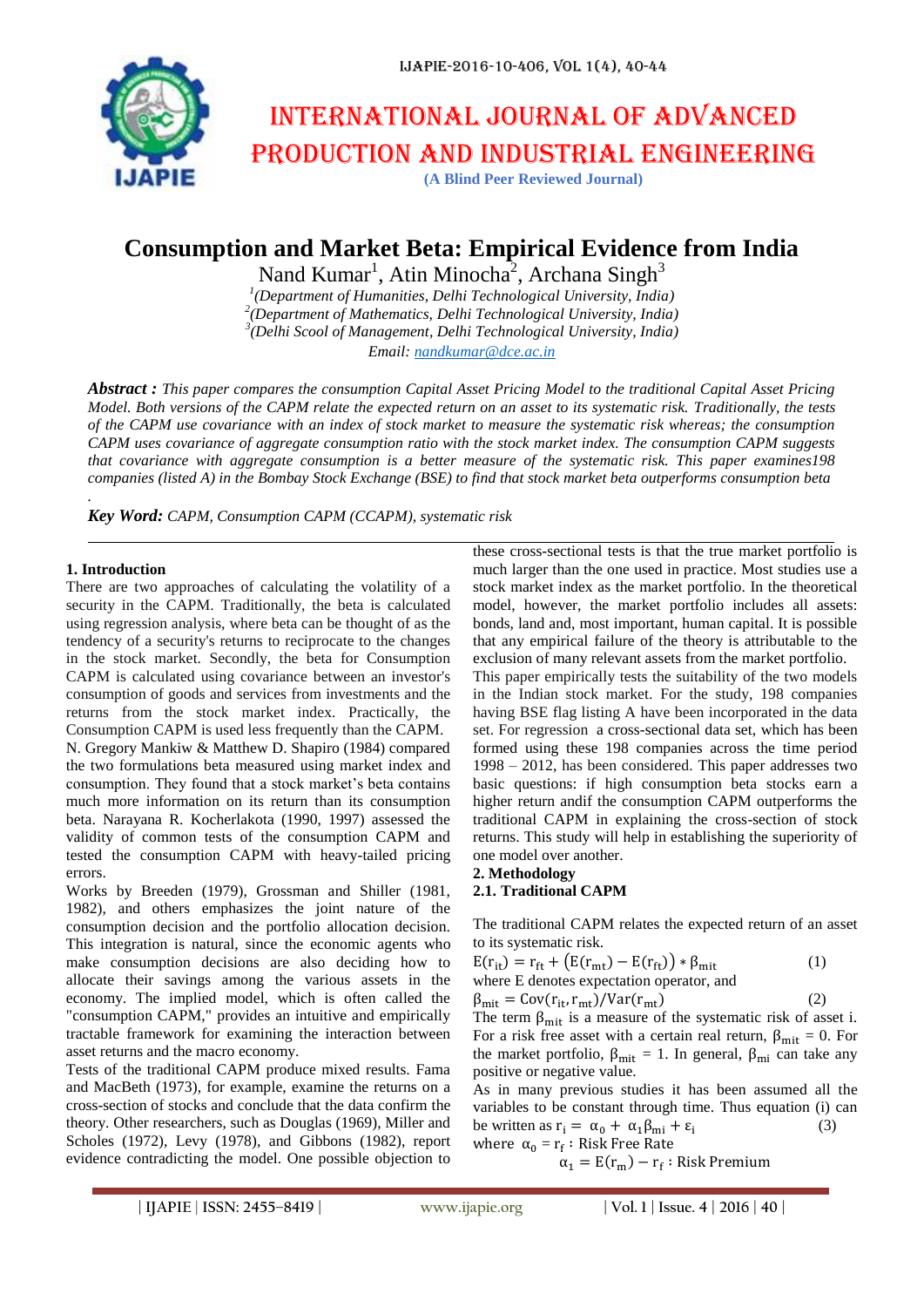# Consumption and Market Beta: Empirical Evidence from India

Nand Kumar[1], Atin Minocha[2], Archana Singh[3]

[1](Department of Humanities, Delhi Technological University, India)
[2](Department of Mathematics, Delhi Technological University, India)
[3](Delhi Scool of Management, Delhi Technological University, India)
Email: nandkumar@dce.ac.in

***Abstract :*** *This paper compares the consumption Capital Asset Pricing Model to the traditional Capital Asset Pricing Model. Both versions of the CAPM relate the expected return on an asset to its systematic risk. Traditionally, the tests of the CAPM use covariance with an index of stock market to measure the systematic risk whereas; the consumption CAPM uses covariance of aggregate consumption ratio with the stock market index. The consumption CAPM suggests that covariance with aggregate consumption is a better measure of the systematic risk. This paper examines198 companies (listed A) in the Bombay Stock Exchange (BSE) to find that stock market beta outperforms consumption beta*

.

***Key Word:*** *CAPM, Consumption CAPM (CCAPM), systematic risk*

## 1. Introduction

There are two approaches of calculating the volatility of a security in the CAPM. Traditionally, the beta is calculated using regression analysis, where beta can be thought of as the tendency of a security's returns to reciprocate to the changes in the stock market. Secondly, the beta for Consumption CAPM is calculated using covariance between an investor's consumption of goods and services from investments and the returns from the stock market index. Practically, the Consumption CAPM is used less frequently than the CAPM.

N. Gregory Mankiw & Matthew D. Shapiro (1984) compared the two formulations beta measured using market index and consumption. They found that a stock market's beta contains much more information on its return than its consumption beta. Narayana R. Kocherlakota (1990, 1997) assessed the validity of common tests of the consumption CAPM and tested the consumption CAPM with heavy-tailed pricing errors.

Works by Breeden (1979), Grossman and Shiller (1981, 1982), and others emphasizes the joint nature of the consumption decision and the portfolio allocation decision. This integration is natural, since the economic agents who make consumption decisions are also deciding how to allocate their savings among the various assets in the economy. The implied model, which is often called the "consumption CAPM," provides an intuitive and empirically tractable framework for examining the interaction between asset returns and the macro economy.

Tests of the traditional CAPM produce mixed results. Fama and MacBeth (1973), for example, examine the returns on a cross-section of stocks and conclude that the data confirm the theory. Other researchers, such as Douglas (1969), Miller and Scholes (1972), Levy (1978), and Gibbons (1982), report evidence contradicting the model. One possible objection to these cross-sectional tests is that the true market portfolio is much larger than the one used in practice. Most studies use a stock market index as the market portfolio. In the theoretical model, however, the market portfolio includes all assets: bonds, land and, most important, human capital. It is possible that any empirical failure of the theory is attributable to the exclusion of many relevant assets from the market portfolio.

This paper empirically tests the suitability of the two models in the Indian stock market. For the study, 198 companies having BSE flag listing A have been incorporated in the data set. For regression a cross-sectional data set, which has been formed using these 198 companies across the time period 1998 – 2012, has been considered. This paper addresses two basic questions: if high consumption beta stocks earn a higher return andif the consumption CAPM outperforms the traditional CAPM in explaining the cross-section of stock returns. This study will help in establishing the superiority of one model over another.

## 2. Methodology

### 2.1. Traditional CAPM

The traditional CAPM relates the expected return of an asset to its systematic risk.

$$E(r_{it}) = r_{ft} + \left(E(r_{mt}) - E(r_{ft})\right) * \beta_{mit} \quad (1)$$

where E denotes expectation operator, and

$$\beta_{mit} = Cov(r_{it}, r_{mt})/Var(r_{mt}) \quad (2)$$

The term $\beta_{mit}$ is a measure of the systematic risk of asset i. For a risk free asset with a certain real return, $\beta_{mit}$ = 0. For the market portfolio, $\beta_{mit}$ = 1. In general, $\beta_{mi}$ can take any positive or negative value.

As in many previous studies it has been assumed all the variables to be constant through time. Thus equation (i) can be written as

$$r_i = \alpha_0 + \alpha_1 \beta_{mi} + \varepsilon_i \quad (3)$$

where $\alpha_0 = r_f$ : Risk Free Rate

$\alpha_1 = E(r_m) - r_f$ : Risk Premium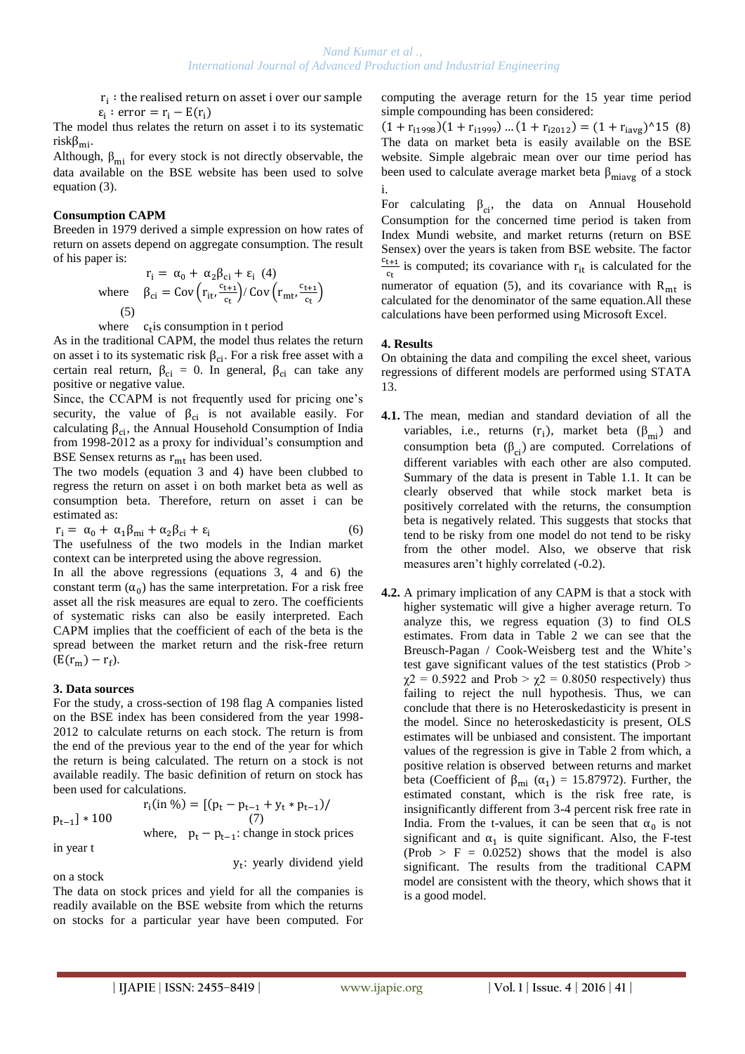$r_i$ : the realised return on asset i over our sample
$\varepsilon_i$ : error $= r_i - E(r_i)$

The model thus relates the return on asset i to its systematic risk$\beta_{mi}$.

Although, $\beta_{mi}$ for every stock is not directly observable, the data available on the BSE website has been used to solve equation (3).

**Consumption CAPM**

Breeden in 1979 derived a simple expression on how rates of return on assets depend on aggregate consumption. The result of his paper is:

$$r_i = \alpha_0 + \alpha_2\beta_{ci} + \varepsilon_i \quad (4)$$

where $\beta_{ci} = \mathrm{Cov}\left(r_{it}, \frac{c_{t+1}}{c_t}\right) / \mathrm{Cov}\left(r_{mt}, \frac{c_{t+1}}{c_t}\right)$ (5)

where $c_t$is consumption in t period

As in the traditional CAPM, the model thus relates the return on asset i to its systematic risk $\beta_{ci}$. For a risk free asset with a certain real return, $\beta_{ci} = 0$. In general, $\beta_{ci}$ can take any positive or negative value.

Since, the CCAPM is not frequently used for pricing one's security, the value of $\beta_{ci}$ is not available easily. For calculating $\beta_{ci}$, the Annual Household Consumption of India from 1998-2012 as a proxy for individual's consumption and BSE Sensex returns as $r_{mt}$ has been used.

The two models (equation 3 and 4) have been clubbed to regress the return on asset i on both market beta as well as consumption beta. Therefore, return on asset i can be estimated as:

$$r_i = \alpha_0 + \alpha_1\beta_{mi} + \alpha_2\beta_{ci} + \varepsilon_i \quad (6)$$

The usefulness of the two models in the Indian market context can be interpreted using the above regression.

In all the above regressions (equations 3, 4 and 6) the constant term ($\alpha_0$) has the same interpretation. For a risk free asset all the risk measures are equal to zero. The coefficients of systematic risks can also be easily interpreted. Each CAPM implies that the coefficient of each of the beta is the spread between the market return and the risk-free return $(E(r_m) - r_f)$.

**3. Data sources**

For the study, a cross-section of 198 flag A companies listed on the BSE index has been considered from the year 1998-2012 to calculate returns on each stock. The return is from the end of the previous year to the end of the year for which the return is being calculated. The return on a stock is not available readily. The basic definition of return on stock has been used for calculations.

$$r_i(\text{in }\%) = [(p_t - p_{t-1} + y_t * p_{t-1}) / p_{t-1}] * 100 \quad (7)$$

where, $p_t - p_{t-1}$: change in stock prices in year t

$y_t$: yearly dividend yield on a stock

The data on stock prices and yield for all the companies is readily available on the BSE website from which the returns on stocks for a particular year have been computed. For computing the average return for the 15 year time period simple compounding has been considered:

$$(1 + r_{i1998})(1 + r_{i1999}) \ldots (1 + r_{i2012}) = (1 + r_{iavg})^{15} \quad (8)$$

The data on market beta is easily available on the BSE website. Simple algebraic mean over our time period has been used to calculate average market beta $\beta_{miavg}$ of a stock i.

For calculating $\beta_{ci}$, the data on Annual Household Consumption for the concerned time period is taken from Index Mundi website, and market returns (return on BSE Sensex) over the years is taken from BSE website. The factor $\frac{c_{t+1}}{c_t}$ is computed; its covariance with $r_{it}$ is calculated for the numerator of equation (5), and its covariance with $R_{mt}$ is calculated for the denominator of the same equation.All these calculations have been performed using Microsoft Excel.

**4. Results**

On obtaining the data and compiling the excel sheet, various regressions of different models are performed using STATA 13.

**4.1.** The mean, median and standard deviation of all the variables, i.e., returns ($r_i$), market beta ($\beta_{mi}$) and consumption beta ($\beta_{ci}$) are computed. Correlations of different variables with each other are also computed. Summary of the data is present in Table 1.1. It can be clearly observed that while stock market beta is positively correlated with the returns, the consumption beta is negatively related. This suggests that stocks that tend to be risky from one model do not tend to be risky from the other model. Also, we observe that risk measures aren't highly correlated (-0.2).

**4.2.** A primary implication of any CAPM is that a stock with higher systematic will give a higher average return. To analyze this, we regress equation (3) to find OLS estimates. From the data in Table 2 we can see that the Breusch-Pagan / Cook-Weisberg test and the White's test gave significant values of the test statistics (Prob > $\chi 2$ = 0.5922 and Prob > $\chi 2$ = 0.8050 respectively) thus failing to reject the null hypothesis. Thus, we can conclude that there is no Heteroskedasticity is present in the model. Since no heteroskedasticity is present, OLS estimates will be unbiased and consistent. The important values of the regression is give in Table 2 from which, a positive relation is observed between returns and market beta (Coefficient of $\beta_{mi}$ ($\alpha_1$) = 15.87972). Further, the estimated constant, which is the risk free rate, is insignificantly different from 3-4 percent risk free rate in India. From the t-values, it can be seen that $\alpha_0$ is not significant and $\alpha_1$ is quite significant. Also, the F-test (Prob > F = 0.0252) shows that the model is also significant. The results from the traditional CAPM model are consistent with the theory, which shows that it is a good model.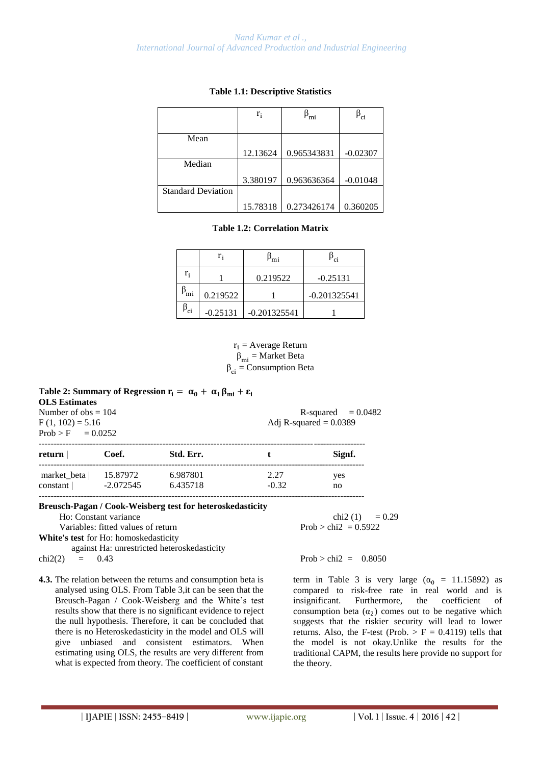**Table 1.1: Descriptive Statistics**

| | $r_i$ | $\beta_{mi}$ | $\beta_{ci}$ |
|---|---|---|---|
| Mean | 12.13624 | 0.965343831 | -0.02307 |
| Median | 3.380197 | 0.963636364 | -0.01048 |
| Standard Deviation | 15.78318 | 0.273426174 | 0.360205 |

**Table 1.2: Correlation Matrix**

| | $r_i$ | $\beta_{mi}$ | $\beta_{ci}$ |
|---|---|---|---|
| $r_i$ | 1 | 0.219522 | -0.25131 |
| $\beta_{mi}$ | 0.219522 | 1 | -0.201325541 |
| $\beta_{ci}$ | -0.25131 | -0.201325541 | 1 |

$r_i$ = Average Return
$\beta_{mi}$ = Market Beta
$\beta_{ci}$ = Consumption Beta

**Table 2: Summary of Regression $r_i = \alpha_0 + \alpha_1 \beta_{mi} + \varepsilon_i$**

**OLS Estimates**

Number of obs = 104
F (1, 102) = 5.16
Prob > F = 0.0252
R-squared = 0.0482
Adj R-squared = 0.0389

| return | | Coef. | Std. Err. | t | Signf. |
|---|---|---|---|---|
| market_beta | | 15.87972 | 6.987801 | 2.27 | yes |
| constant | | -2.072545 | 6.435718 | -0.32 | no |

**Breusch-Pagan / Cook-Weisberg test for heteroskedasticity**
Ho: Constant variance
Variables: fitted values of return
chi2 (1) = 0.29
Prob > chi2 = 0.5922

**White's test** for Ho: homoskedasticity
against Ha: unrestricted heteroskedasticity
chi2(2) = 0.43
Prob > chi2 = 0.8050

**4.3.** The relation between the returns and consumption beta is analysed using OLS. From Table 3,it can be seen that the Breusch-Pagan / Cook-Weisberg and the White's test results show that there is no significant evidence to reject the null hypothesis. Therefore, it can be concluded that there is no Heteroskedasticity in the model and OLS will give unbiased and consistent estimators. When estimating using OLS, the results are very different from what is expected from theory. The coefficient of constant term in Table 3 is very large ($\alpha_0$ = 11.15892) as compared to risk-free rate in real world and is insignificant. Furthermore, the coefficient of consumption beta ($\alpha_2$) comes out to be negative which suggests that the riskier security will lead to lower returns. Also, the F-test (Prob. > F = 0.4119) tells that the model is not okay.Unlike the results for the traditional CAPM, the results here provide no support for the theory.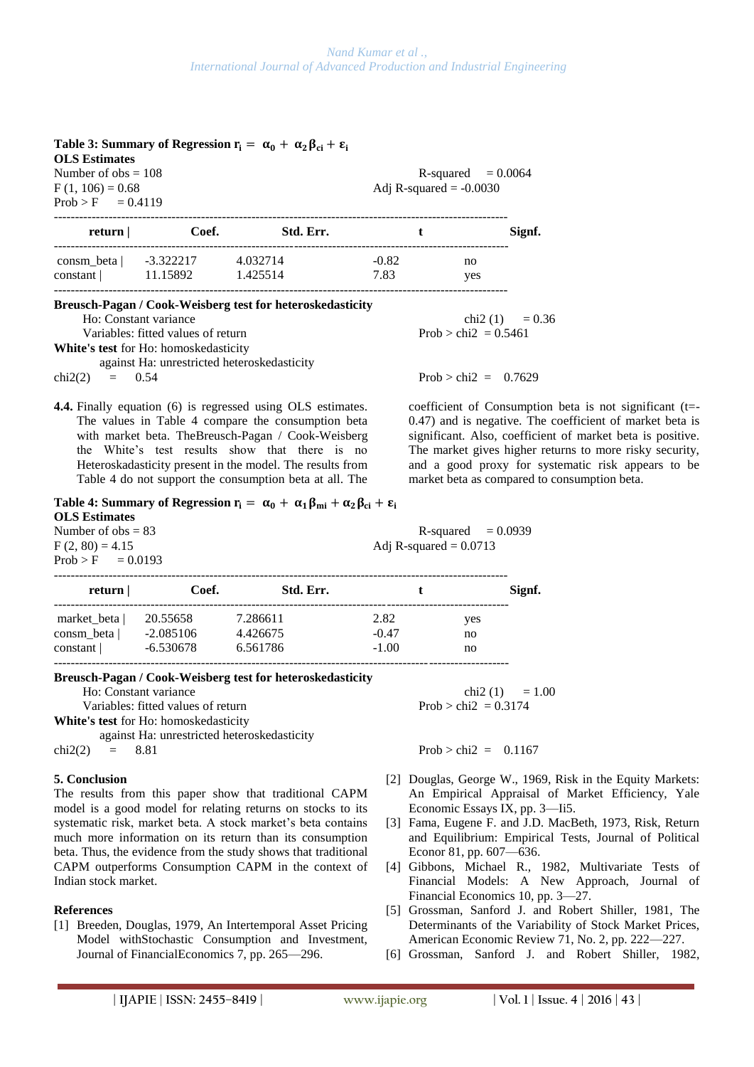**Table 3: Summary of Regression $r_i = \alpha_0 + \alpha_2 \beta_{ci} + \varepsilon_i$**

**OLS Estimates**

Number of obs = 108
F (1, 106) = 0.68
Prob > F = 0.4119

R-squared = 0.0064
Adj R-squared = -0.0030

| return \| | Coef. | Std. Err. | t | Signf. |
|---|---|---|---|---|
| consm_beta \| | -3.322217 | 4.032714 | -0.82 | no |
| constant \| | 11.15892 | 1.425514 | 7.83 | yes |

**Breusch-Pagan / Cook-Weisberg test for heteroskedasticity**
Ho: Constant variance
Variables: fitted values of return
chi2 (1) = 0.36
Prob > chi2 = 0.5461

**White's test** for Ho: homoskedasticity
against Ha: unrestricted heteroskedasticity
chi2(2) = 0.54
Prob > chi2 = 0.7629

**4.4.** Finally equation (6) is regressed using OLS estimates. The values in Table 4 compare the consumption beta with market beta. TheBreusch-Pagan / Cook-Weisberg the White's test results show that there is no Heteroskadasticity present in the model. The results from Table 4 do not support the consumption beta at all. The coefficient of Consumption beta is not significant (t=-0.47) and is negative. The coefficient of market beta is significant. Also, coefficient of market beta is positive. The market gives higher returns to more risky security, and a good proxy for systematic risk appears to be market beta as compared to consumption beta.

**Table 4: Summary of Regression $r_i = \alpha_0 + \alpha_1 \beta_{mi} + \alpha_2 \beta_{ci} + \varepsilon_i$**

**OLS Estimates**

Number of obs = 83
F (2, 80) = 4.15
Prob > F = 0.0193

R-squared = 0.0939
Adj R-squared = 0.0713

| return \| | Coef. | Std. Err. | t | Signf. |
|---|---|---|---|---|
| market_beta \| | 20.55658 | 7.286611 | 2.82 | yes |
| consm_beta \| | -2.085106 | 4.426675 | -0.47 | no |
| constant \| | -6.530678 | 6.561786 | -1.00 | no |

**Breusch-Pagan / Cook-Weisberg test for heteroskedasticity**
Ho: Constant variance
Variables: fitted values of return
chi2 (1) = 1.00
Prob > chi2 = 0.3174

**White's test** for Ho: homoskedasticity
against Ha: unrestricted heteroskedasticity
chi2(2) = 8.81
Prob > chi2 = 0.1167

## 5. Conclusion

The results from this paper show that traditional CAPM model is a good model for relating returns on stocks to its systematic risk, market beta. A stock market's beta contains much more information on its return than its consumption beta. Thus, the evidence from the study shows that traditional CAPM outperforms Consumption CAPM in the context of Indian stock market.

## References

[1] Breeden, Douglas, 1979, An Intertemporal Asset Pricing Model withStochastic Consumption and Investment, Journal of FinancialEconomics 7, pp. 265—296.

[2] Douglas, George W., 1969, Risk in the Equity Markets: An Empirical Appraisal of Market Efficiency, Yale Economic Essays IX, pp. 3—Ii5.

[3] Fama, Eugene F. and J.D. MacBeth, 1973, Risk, Return and Equilibrium: Empirical Tests, Journal of Political Econor 81, pp. 607—636.

[4] Gibbons, Michael R., 1982, Multivariate Tests of Financial Models: A New Approach, Journal of Financial Economics 10, pp. 3—27.

[5] Grossman, Sanford J. and Robert Shiller, 1981, The Determinants of the Variability of Stock Market Prices, American Economic Review 71, No. 2, pp. 222—227.

[6] Grossman, Sanford J. and Robert Shiller, 1982,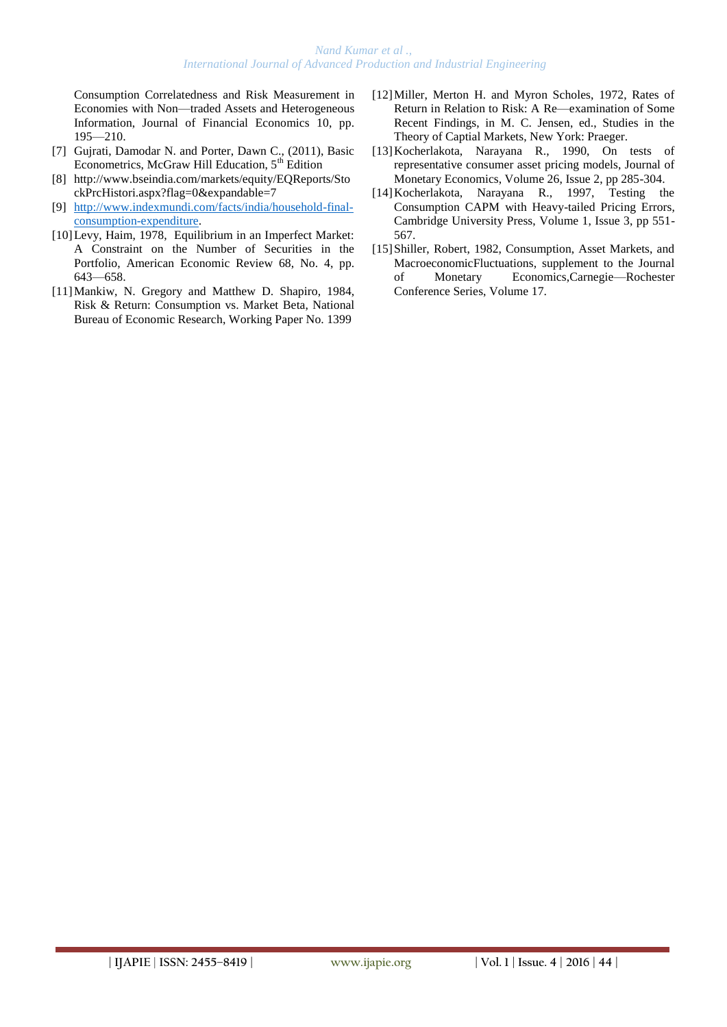Consumption Correlatedness and Risk Measurement in Economies with Non—traded Assets and Heterogeneous Information, Journal of Financial Economics 10, pp. 195—210.

[7] Gujrati, Damodar N. and Porter, Dawn C., (2011), Basic Econometrics, McGraw Hill Education, 5th Edition

[8] http://www.bseindia.com/markets/equity/EQReports/StockPrcHistori.aspx?flag=0&expandable=7

[9] [http://www.indexmundi.com/facts/india/household-final-consumption-expenditure](http://www.indexmundi.com/facts/india/household-final-consumption-expenditure).

[10] Levy, Haim, 1978, Equilibrium in an Imperfect Market: A Constraint on the Number of Securities in the Portfolio, American Economic Review 68, No. 4, pp. 643—658.

[11] Mankiw, N. Gregory and Matthew D. Shapiro, 1984, Risk & Return: Consumption vs. Market Beta, National Bureau of Economic Research, Working Paper No. 1399

[12] Miller, Merton H. and Myron Scholes, 1972, Rates of Return in Relation to Risk: A Re—examination of Some Recent Findings, in M. C. Jensen, ed., Studies in the Theory of Captial Markets, New York: Praeger.

[13] Kocherlakota, Narayana R., 1990, On tests of representative consumer asset pricing models, Journal of Monetary Economics, Volume 26, Issue 2, pp 285-304.

[14] Kocherlakota, Narayana R., 1997, Testing the Consumption CAPM with Heavy-tailed Pricing Errors, Cambridge University Press, Volume 1, Issue 3, pp 551-567.

[15] Shiller, Robert, 1982, Consumption, Asset Markets, and MacroeconomicFluctuations, supplement to the Journal of Monetary Economics,Carnegie—Rochester Conference Series, Volume 17.